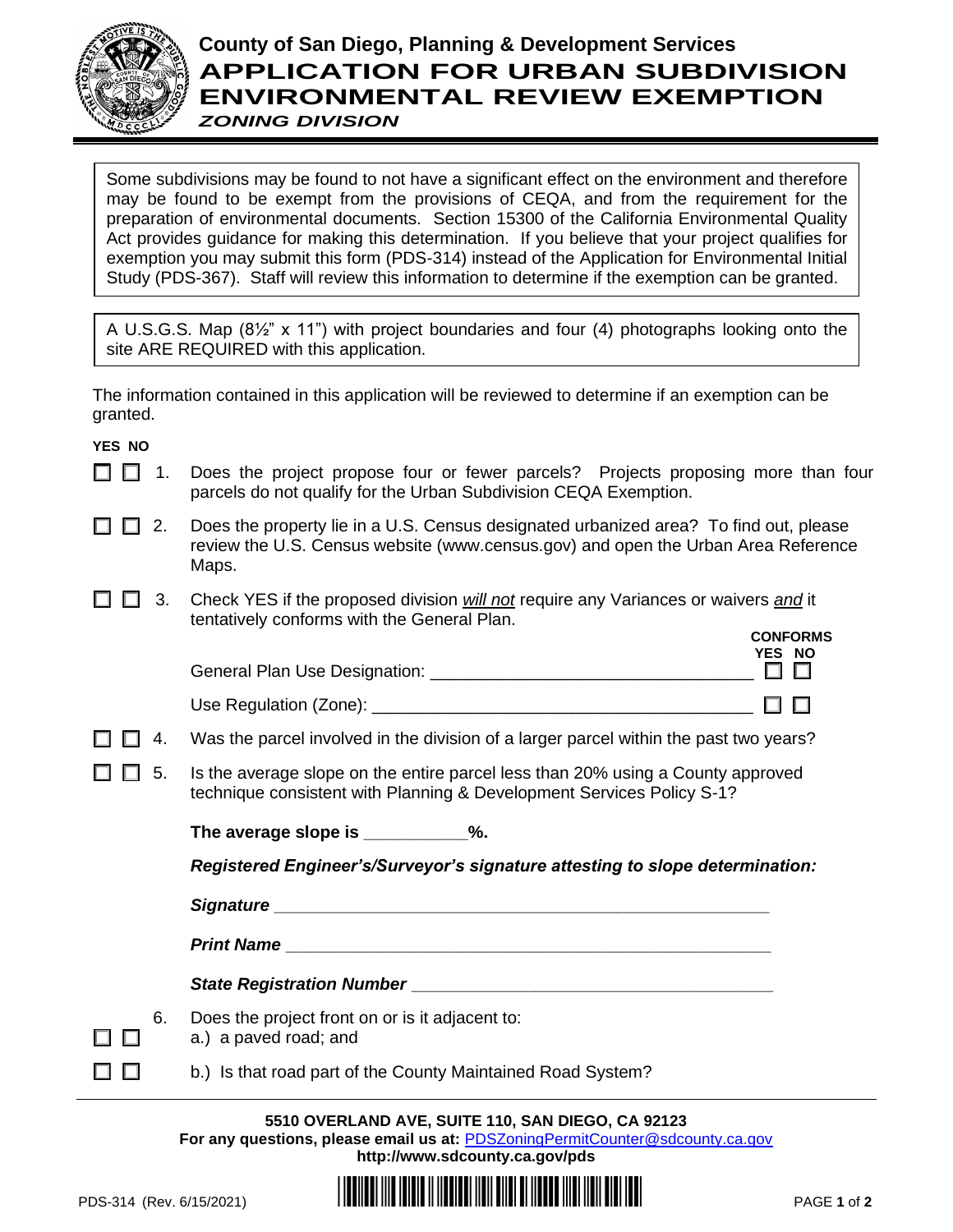# County of San Diego, Planning & Development Services

## APPLICATION FOR URBAN SUBDIVISION ENVIRONMENTAL REVIEW EXEMPTION

### *ZONING DIVISION*

Some subdivisions may be found to not have a significant effect on the environment and therefore may be found to be exempt from the provisions of CEQA, and from the requirement for the preparation of environmental documents. Section 15300 of the California Environmental Quality Act provides guidance for making this determination. If you believe that your project qualifies for exemption you may submit this form (PDS-314) instead of the Application for Environmental Initial Study (PDS-367). Staff will review this information to determine if the exemption can be granted.

A U.S.G.S. Map (8½" x 11") with project boundaries and four (4) photographs looking onto the site ARE REQUIRED with this application.

The information contained in this application will be reviewed to determine if an exemption can be granted.

**YES NO**

☐ ☐ 1. Does the project propose four or fewer parcels? Projects proposing more than four parcels do not qualify for the Urban Subdivision CEQA Exemption.

☐ ☐ 2. Does the property lie in a U.S. Census designated urbanized area? To find out, please review the U.S. Census website (www.census.gov) and open the Urban Area Reference Maps.

☐ ☐ 3. Check YES if the proposed division *will not* require any Variances or waivers *and* it tentatively conforms with the General Plan.

| | **CONFORMS YES** | **CONFORMS NO** |
|---|---|---|
| General Plan Use Designation: ______________________ | ☐ | ☐ |
| Use Regulation (Zone): ______________________ | ☐ | ☐ |

☐ ☐ 4. Was the parcel involved in the division of a larger parcel within the past two years?

☐ ☐ 5. Is the average slope on the entire parcel less than 20% using a County approved technique consistent with Planning & Development Services Policy S-1?

**The average slope is __________%.**

***Registered Engineer's/Surveyor's signature attesting to slope determination:***

***Signature*** ______________________

***Print Name*** ______________________

***State Registration Number*** ______________________

6. Does the project front on or is it adjacent to:

☐ ☐ a.) a paved road; and

☐ ☐ b.) Is that road part of the County Maintained Road System?

**5510 OVERLAND AVE, SUITE 110, SAN DIEGO, CA 92123**
**For any questions, please email us at:** PDSZoningPermitCounter@sdcounty.ca.gov
**http://www.sdcounty.ca.gov/pds**

PDS-314 (Rev. 6/15/2021)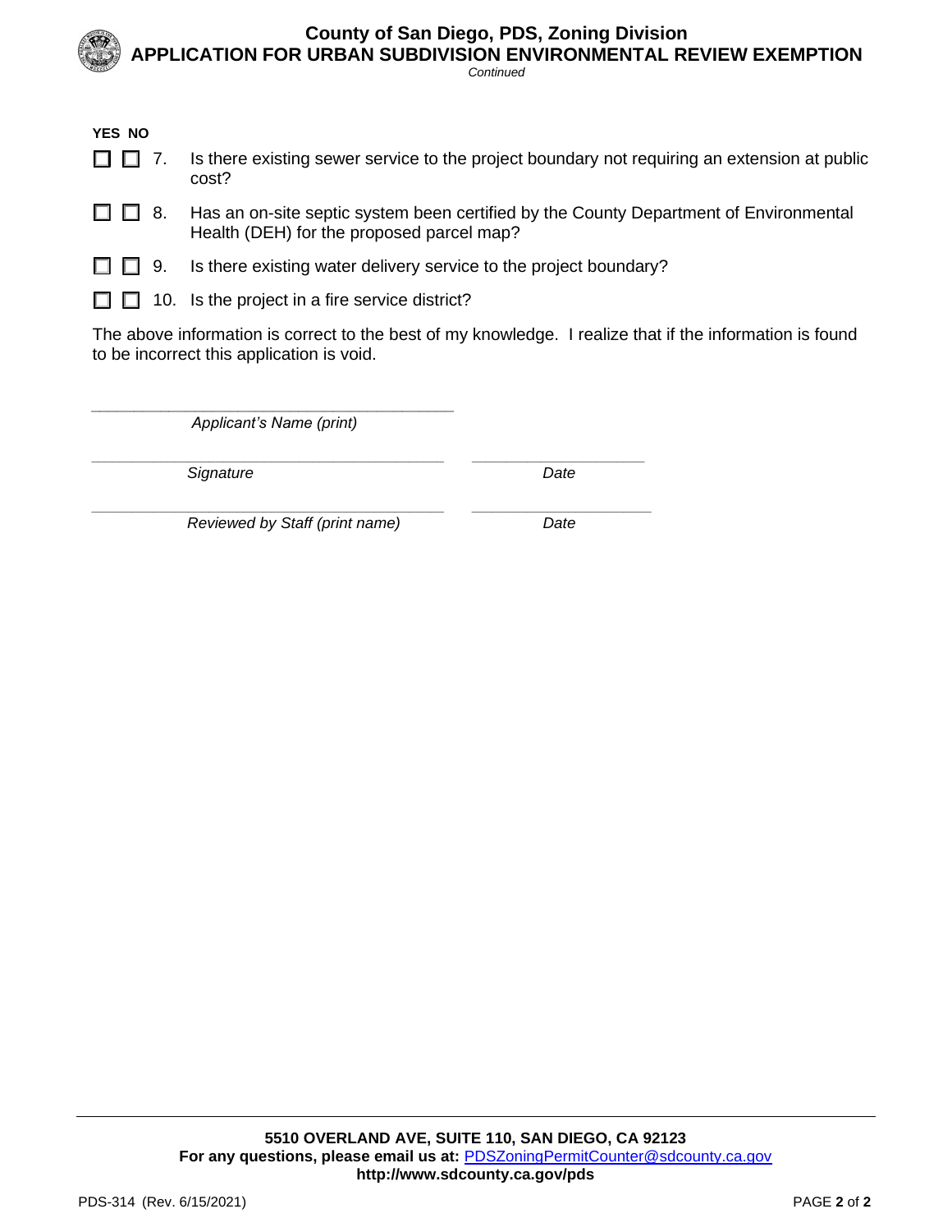# County of San Diego, PDS, Zoning Division
## APPLICATION FOR URBAN SUBDIVISION ENVIRONMENTAL REVIEW EXEMPTION

*Continued*

**YES NO**

☐ ☐ 7. Is there existing sewer service to the project boundary not requiring an extension at public cost?

☐ ☐ 8. Has an on-site septic system been certified by the County Department of Environmental Health (DEH) for the proposed parcel map?

☐ ☐ 9. Is there existing water delivery service to the project boundary?

☐ ☐ 10. Is the project in a fire service district?

The above information is correct to the best of my knowledge. I realize that if the information is found to be incorrect this application is void.

______________________________________
*Applicant's Name (print)*

______________________________________ ____________________
*Signature* *Date*

______________________________________ ____________________
*Reviewed by Staff (print name)* *Date*

**5510 OVERLAND AVE, SUITE 110, SAN DIEGO, CA 92123**
**For any questions, please email us at:** PDSZoningPermitCounter@sdcounty.ca.gov
**http://www.sdcounty.ca.gov/pds**

PDS-314 (Rev. 6/15/2021)